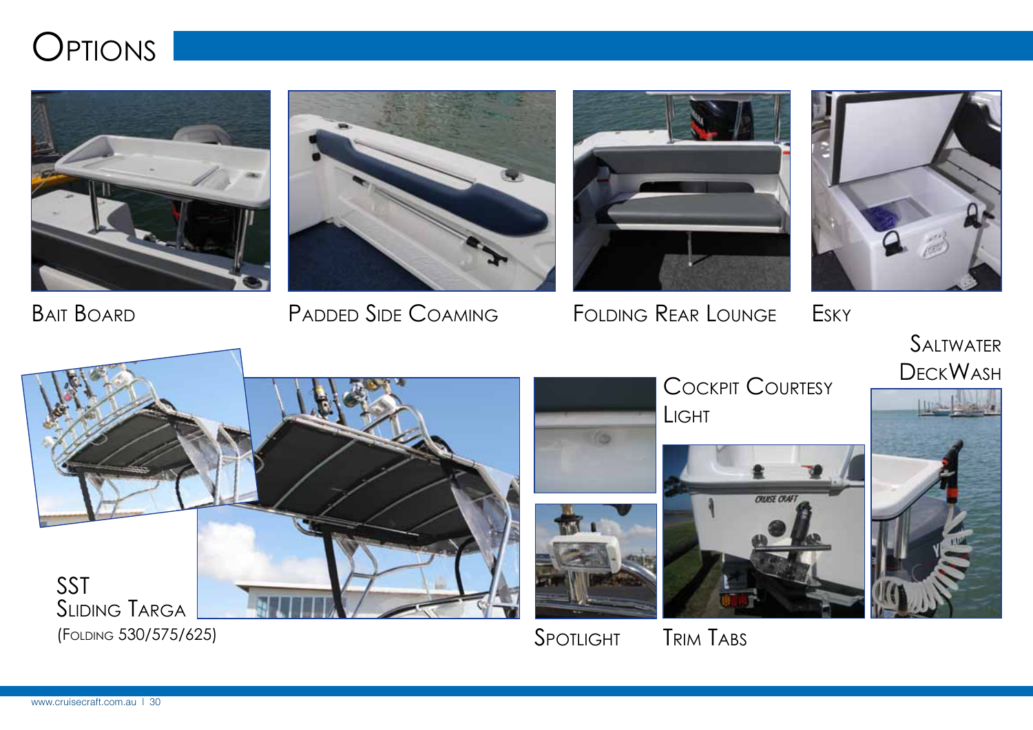# Options

Bait Board

Padded Side Coaming

Folding Rear Lounge

Esky

Saltwater DeckWash

Cockpit Courtesy Light

SST Sliding Targa (Folding 530/575/625)

Spotlight

Trim Tabs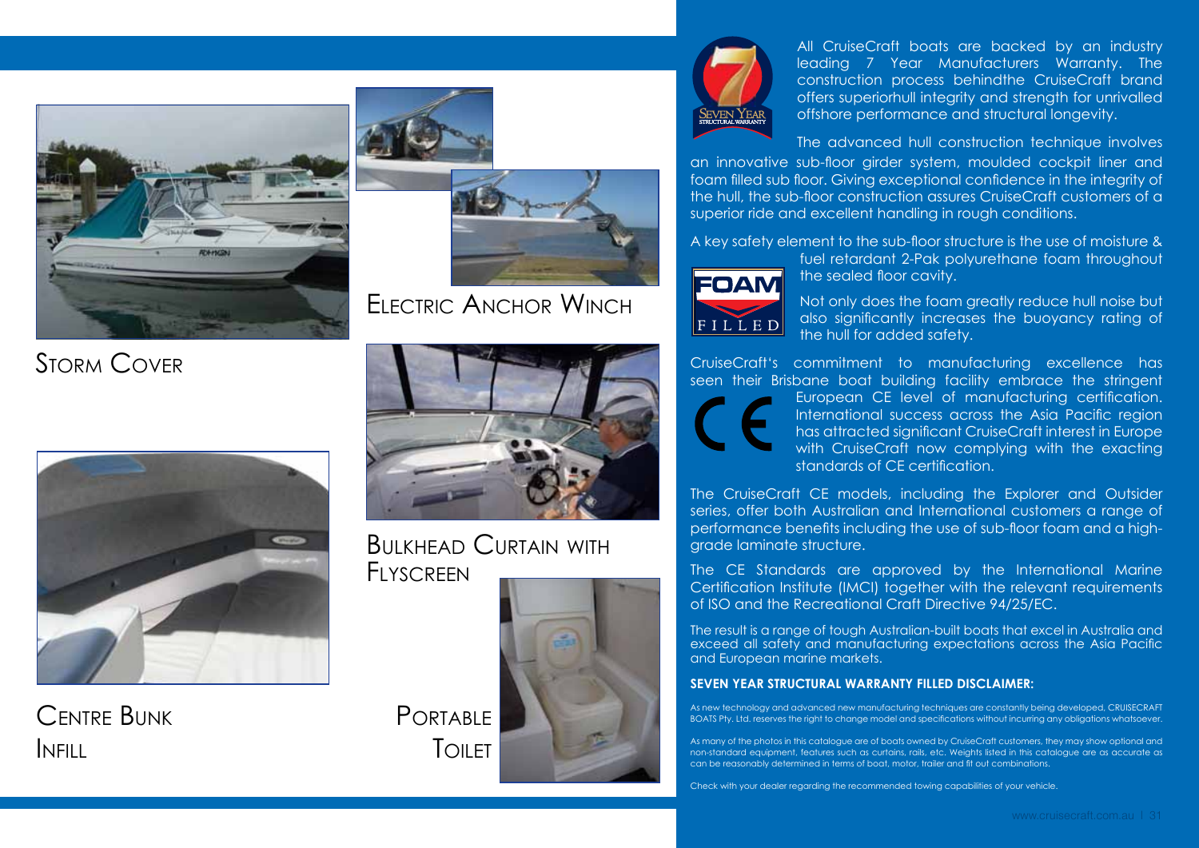Storm Cover

Electric Anchor Winch

Bulkhead Curtain with Flyscreen

Centre Bunk Infill

Portable Toilet

All CruiseCraft boats are backed by an industry leading 7 Year Manufacturers Warranty. The construction process behindthe CruiseCraft brand offers superiorhull integrity and strength for unrivalled offshore performance and structural longevity.

The advanced hull construction technique involves an innovative sub-floor girder system, moulded cockpit liner and foam filled sub floor. Giving exceptional confidence in the integrity of the hull, the sub-floor construction assures CruiseCraft customers of a superior ride and excellent handling in rough conditions.

A key safety element to the sub-floor structure is the use of moisture & fuel retardant 2-Pak polyurethane foam throughout the sealed floor cavity.

Not only does the foam greatly reduce hull noise but also significantly increases the buoyancy rating of the hull for added safety.

CruiseCraft's commitment to manufacturing excellence has seen their Brisbane boat building facility embrace the stringent European CE level of manufacturing certification. International success across the Asia Pacific region has attracted significant CruiseCraft interest in Europe with CruiseCraft now complying with the exacting standards of CE certification.

The CruiseCraft CE models, including the Explorer and Outsider series, offer both Australian and International customers a range of performance benefits including the use of sub-floor foam and a high-grade laminate structure.

The CE Standards are approved by the International Marine Certification Institute (IMCI) together with the relevant requirements of ISO and the Recreational Craft Directive 94/25/EC.

The result is a range of tough Australian-built boats that excel in Australia and exceed all safety and manufacturing expectations across the Asia Pacific and European marine markets.

**SEVEN YEAR STRUCTURAL WARRANTY FILLED DISCLAIMER:**

As new technology and advanced new manufacturing techniques are constantly being developed, CRUISECRAFT BOATS Pty. Ltd. reserves the right to change model and specifications without incurring any obligations whatsoever.

As many of the photos in this catalogue are of boats owned by CruiseCraft customers, they may show optional and non-standard equipment, features such as curtains, rails, etc. Weights listed in this catalogue are as accurate as can be reasonably determined in terms of boat, motor, trailer and fit out combinations.

Check with your dealer regarding the recommended towing capabilities of your vehicle.